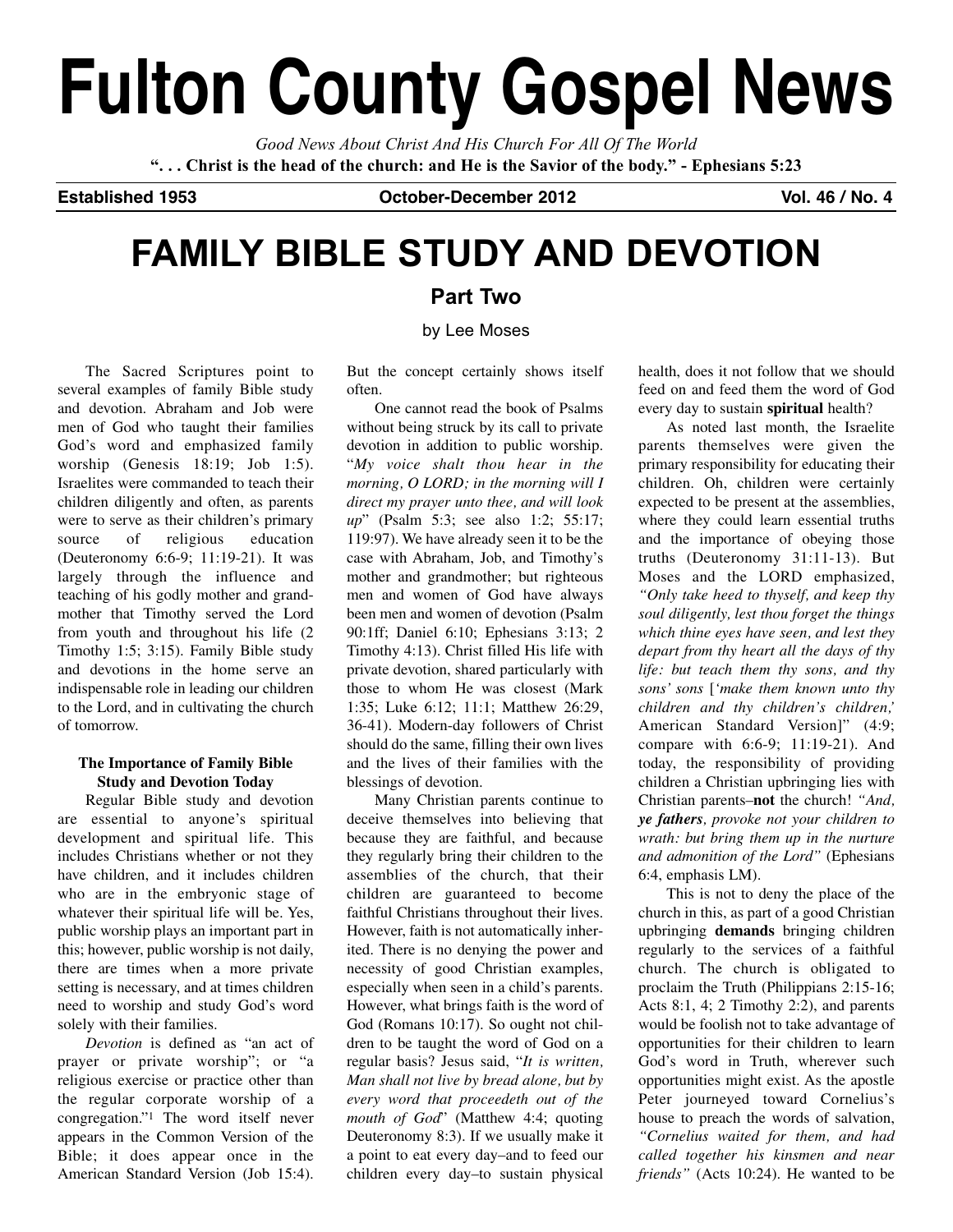# Fulton County Gospel News

*Good News About Christ And His Church For All Of The World*

**". . . Christ is the head of the church: and He is the Savior of the body." - Ephesians 5:23**

**Established 1953** **October-December 2012** **Vol. 46 / No. 4**

# FAMILY BIBLE STUDY AND DEVOTION

## Part Two

by Lee Moses

The Sacred Scriptures point to several examples of family Bible study and devotion. Abraham and Job were men of God who taught their families God's word and emphasized family worship (Genesis 18:19; Job 1:5). Israelites were commanded to teach their children diligently and often, as parents were to serve as their children's primary source of religious education (Deuteronomy 6:6-9; 11:19-21). It was largely through the influence and teaching of his godly mother and grandmother that Timothy served the Lord from youth and throughout his life (2 Timothy 1:5; 3:15). Family Bible study and devotions in the home serve an indispensable role in leading our children to the Lord, and in cultivating the church of tomorrow.

### The Importance of Family Bible Study and Devotion Today

Regular Bible study and devotion are essential to anyone's spiritual development and spiritual life. This includes Christians whether or not they have children, and it includes children who are in the embryonic stage of whatever their spiritual life will be. Yes, public worship plays an important part in this; however, public worship is not daily, there are times when a more private setting is necessary, and at times children need to worship and study God's word solely with their families.

*Devotion* is defined as "an act of prayer or private worship"; or "a religious exercise or practice other than the regular corporate worship of a congregation."[1] The word itself never appears in the Common Version of the Bible; it does appear once in the American Standard Version (Job 15:4). But the concept certainly shows itself often.

One cannot read the book of Psalms without being struck by its call to private devotion in addition to public worship. "*My voice shalt thou hear in the morning, O LORD; in the morning will I direct my prayer unto thee, and will look up*" (Psalm 5:3; see also 1:2; 55:17; 119:97). We have already seen it to be the case with Abraham, Job, and Timothy's mother and grandmother; but righteous men and women of God have always been men and women of devotion (Psalm 90:1ff; Daniel 6:10; Ephesians 3:13; 2 Timothy 4:13). Christ filled His life with private devotion, shared particularly with those to whom He was closest (Mark 1:35; Luke 6:12; 11:1; Matthew 26:29, 36-41). Modern-day followers of Christ should do the same, filling their own lives and the lives of their families with the blessings of devotion.

Many Christian parents continue to deceive themselves into believing that because they are faithful, and because they regularly bring their children to the assemblies of the church, that their children are guaranteed to become faithful Christians throughout their lives. However, faith is not automatically inherited. There is no denying the power and necessity of good Christian examples, especially when seen in a child's parents. However, what brings faith is the word of God (Romans 10:17). So ought not children to be taught the word of God on a regular basis? Jesus said, "*It is written, Man shall not live by bread alone, but by every word that proceedeth out of the mouth of God*" (Matthew 4:4; quoting Deuteronomy 8:3). If we usually make it a point to eat every day–and to feed our children every day–to sustain physical health, does it not follow that we should feed on and feed them the word of God every day to sustain **spiritual** health?

As noted last month, the Israelite parents themselves were given the primary responsibility for educating their children. Oh, children were certainly expected to be present at the assemblies, where they could learn essential truths and the importance of obeying those truths (Deuteronomy 31:11-13). But Moses and the LORD emphasized, *"Only take heed to thyself, and keep thy soul diligently, lest thou forget the things which thine eyes have seen, and lest they depart from thy heart all the days of thy life: but teach them thy sons, and thy sons' sons* [*'make them known unto thy children and thy children's children,'* American Standard Version]" (4:9; compare with 6:6-9; 11:19-21). And today, the responsibility of providing children a Christian upbringing lies with Christian parents–**not** the church! *"And, **ye fathers**, provoke not your children to wrath: but bring them up in the nurture and admonition of the Lord"* (Ephesians 6:4, emphasis LM).

This is not to deny the place of the church in this, as part of a good Christian upbringing **demands** bringing children regularly to the services of a faithful church. The church is obligated to proclaim the Truth (Philippians 2:15-16; Acts 8:1, 4; 2 Timothy 2:2), and parents would be foolish not to take advantage of opportunities for their children to learn God's word in Truth, wherever such opportunities might exist. As the apostle Peter journeyed toward Cornelius's house to preach the words of salvation, *"Cornelius waited for them, and had called together his kinsmen and near friends"* (Acts 10:24). He wanted to be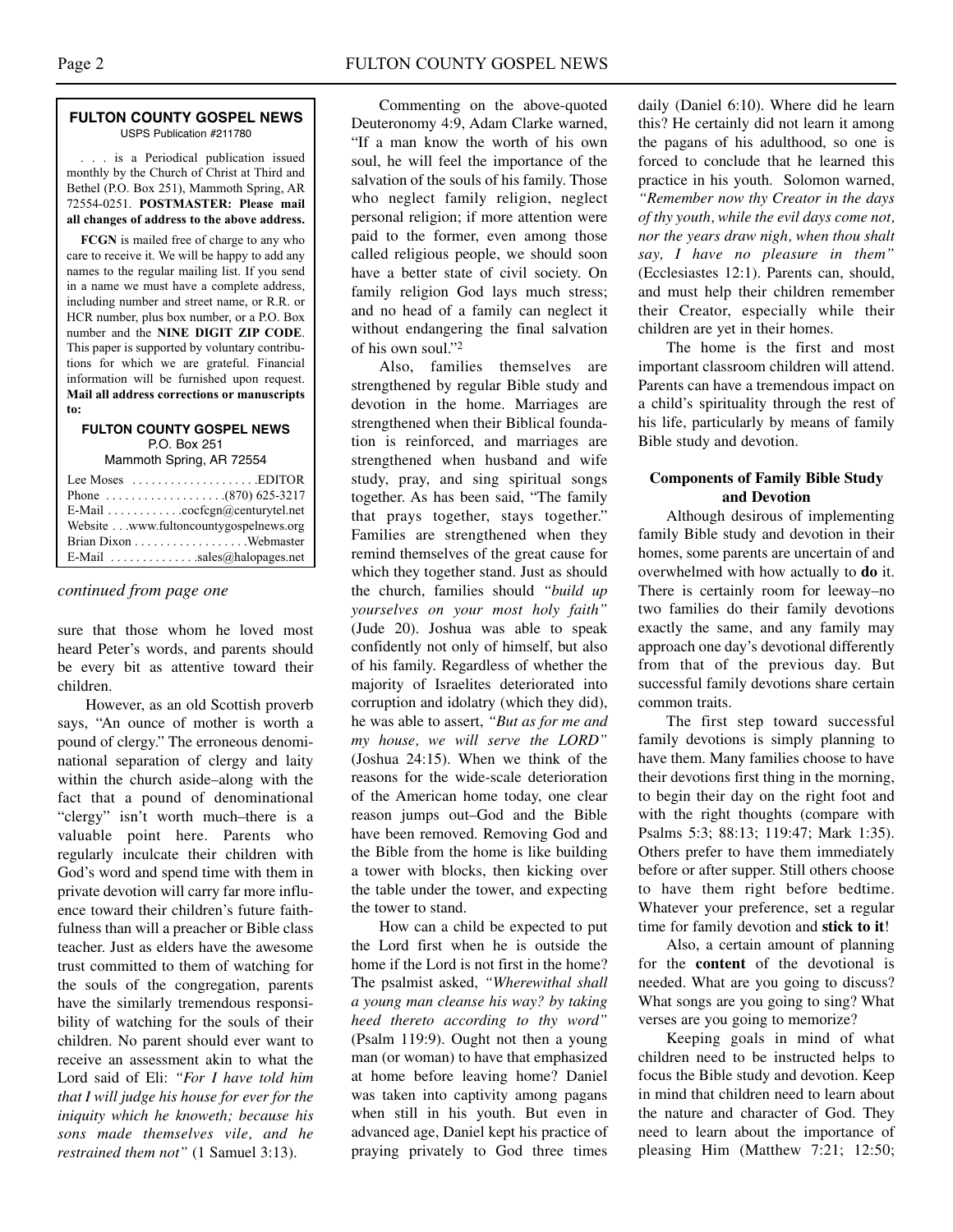**FULTON COUNTY GOSPEL NEWS**
USPS Publication #211780

. . . is a Periodical publication issued monthly by the Church of Christ at Third and Bethel (P.O. Box 251), Mammoth Spring, AR 72554-0251. **POSTMASTER: Please mail all changes of address to the above address.**

**FCGN** is mailed free of charge to any who care to receive it. We will be happy to add any names to the regular mailing list. If you send in a name we must have a complete address, including number and street name, or R.R. or HCR number, plus box number, or a P.O. Box number and the **NINE DIGIT ZIP CODE**. This paper is supported by voluntary contributions for which we are grateful. Financial information will be furnished upon request. **Mail all address corrections or manuscripts to:**

**FULTON COUNTY GOSPEL NEWS**
P.O. Box 251
Mammoth Spring, AR 72554

Lee Moses . . . . . . . . . . . . . . . . . . .EDITOR
Phone . . . . . . . . . . . . . . . . . .(870) 625-3217
E-Mail . . . . . . . . . . . .cocfcgn@centurytel.net
Website . . .www.fultoncountygospelnews.org
Brian Dixon . . . . . . . . . . . . . . . . .Webmaster
E-Mail . . . . . . . . . . . . .sales@halopages.net

*continued from page one*

sure that those whom he loved most heard Peter's words, and parents should be every bit as attentive toward their children.

However, as an old Scottish proverb says, "An ounce of mother is worth a pound of clergy." The erroneous denominational separation of clergy and laity within the church aside–along with the fact that a pound of denominational "clergy" isn't worth much–there is a valuable point here. Parents who regularly inculcate their children with God's word and spend time with them in private devotion will carry far more influence toward their children's future faithfulness than will a preacher or Bible class teacher. Just as elders have the awesome trust committed to them of watching for the souls of the congregation, parents have the similarly tremendous responsibility of watching for the souls of their children. No parent should ever want to receive an assessment akin to what the Lord said of Eli: *"For I have told him that I will judge his house for ever for the iniquity which he knoweth; because his sons made themselves vile, and he restrained them not"* (1 Samuel 3:13).

Commenting on the above-quoted Deuteronomy 4:9, Adam Clarke warned, "If a man know the worth of his own soul, he will feel the importance of the salvation of the souls of his family. Those who neglect family religion, neglect personal religion; if more attention were paid to the former, even among those called religious people, we should soon have a better state of civil society. On family religion God lays much stress; and no head of a family can neglect it without endangering the final salvation of his own soul."[2]

Also, families themselves are strengthened by regular Bible study and devotion in the home. Marriages are strengthened when their Biblical foundation is reinforced, and marriages are strengthened when husband and wife study, pray, and sing spiritual songs together. As has been said, "The family that prays together, stays together." Families are strengthened when they remind themselves of the great cause for which they together stand. Just as should the church, families should *"build up yourselves on your most holy faith"* (Jude 20). Joshua was able to speak confidently not only of himself, but also of his family. Regardless of whether the majority of Israelites deteriorated into corruption and idolatry (which they did), he was able to assert, *"But as for me and my house, we will serve the LORD"* (Joshua 24:15). When we think of the reasons for the wide-scale deterioration of the American home today, one clear reason jumps out–God and the Bible have been removed. Removing God and the Bible from the home is like building a tower with blocks, then kicking over the table under the tower, and expecting the tower to stand.

How can a child be expected to put the Lord first when he is outside the home if the Lord is not first in the home? The psalmist asked, *"Wherewithal shall a young man cleanse his way? by taking heed thereto according to thy word"* (Psalm 119:9). Ought not then a young man (or woman) to have that emphasized at home before leaving home? Daniel was taken into captivity among pagans when still in his youth. But even in advanced age, Daniel kept his practice of praying privately to God three times daily (Daniel 6:10). Where did he learn this? He certainly did not learn it among the pagans of his adulthood, so one is forced to conclude that he learned this practice in his youth. Solomon warned, *"Remember now thy Creator in the days of thy youth, while the evil days come not, nor the years draw nigh, when thou shalt say, I have no pleasure in them"* (Ecclesiastes 12:1). Parents can, should, and must help their children remember their Creator, especially while their children are yet in their homes.

The home is the first and most important classroom children will attend. Parents can have a tremendous impact on a child's spirituality through the rest of his life, particularly by means of family Bible study and devotion.

### Components of Family Bible Study and Devotion

Although desirous of implementing family Bible study and devotion in their homes, some parents are uncertain of and overwhelmed with how actually to **do** it. There is certainly room for leeway–no two families do their family devotions exactly the same, and any family may approach one day's devotional differently from that of the previous day. But successful family devotions share certain common traits.

The first step toward successful family devotions is simply planning to have them. Many families choose to have their devotions first thing in the morning, to begin their day on the right foot and with the right thoughts (compare with Psalms 5:3; 88:13; 119:47; Mark 1:35). Others prefer to have them immediately before or after supper. Still others choose to have them right before bedtime. Whatever your preference, set a regular time for family devotion and **stick to it**!

Also, a certain amount of planning for the **content** of the devotional is needed. What are you going to discuss? What songs are you going to sing? What verses are you going to memorize?

Keeping goals in mind of what children need to be instructed helps to focus the Bible study and devotion. Keep in mind that children need to learn about the nature and character of God. They need to learn about the importance of pleasing Him (Matthew 7:21; 12:50;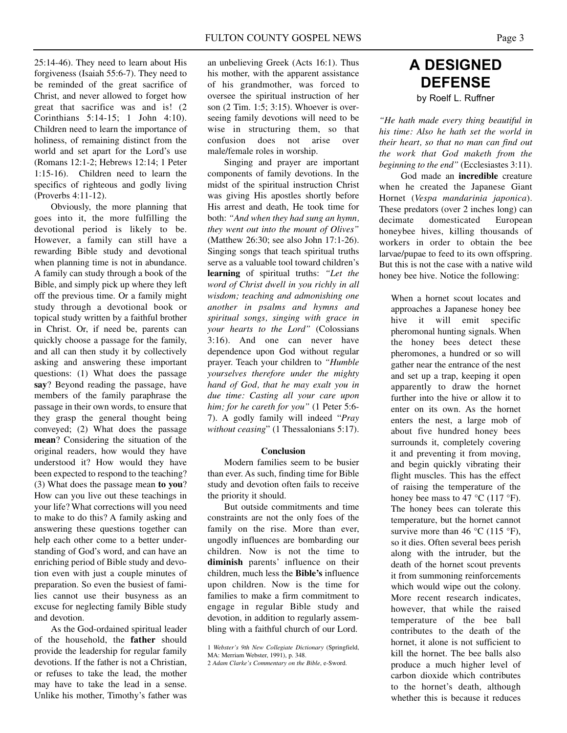25:14-46). They need to learn about His forgiveness (Isaiah 55:6-7). They need to be reminded of the great sacrifice of Christ, and never allowed to forget how great that sacrifice was and is! (2 Corinthians 5:14-15; 1 John 4:10). Children need to learn the importance of holiness, of remaining distinct from the world and set apart for the Lord's use (Romans 12:1-2; Hebrews 12:14; 1 Peter 1:15-16). Children need to learn the specifics of righteous and godly living (Proverbs 4:11-12).

Obviously, the more planning that goes into it, the more fulfilling the devotional period is likely to be. However, a family can still have a rewarding Bible study and devotional when planning time is not in abundance. A family can study through a book of the Bible, and simply pick up where they left off the previous time. Or a family might study through a devotional book or topical study written by a faithful brother in Christ. Or, if need be, parents can quickly choose a passage for the family, and all can then study it by collectively asking and answering these important questions: (1) What does the passage **say**? Beyond reading the passage, have members of the family paraphrase the passage in their own words, to ensure that they grasp the general thought being conveyed; (2) What does the passage **mean**? Considering the situation of the original readers, how would they have understood it? How would they have been expected to respond to the teaching? (3) What does the passage mean **to you**? How can you live out these teachings in your life? What corrections will you need to make to do this? A family asking and answering these questions together can help each other come to a better understanding of God's word, and can have an enriching period of Bible study and devotion even with just a couple minutes of preparation. So even the busiest of families cannot use their busyness as an excuse for neglecting family Bible study and devotion.

As the God-ordained spiritual leader of the household, the **father** should provide the leadership for regular family devotions. If the father is not a Christian, or refuses to take the lead, the mother may have to take the lead in a sense. Unlike his mother, Timothy's father was an unbelieving Greek (Acts 16:1). Thus his mother, with the apparent assistance of his grandmother, was forced to oversee the spiritual instruction of her son (2 Tim. 1:5; 3:15). Whoever is overseeing family devotions will need to be wise in structuring them, so that confusion does not arise over male/female roles in worship.

Singing and prayer are important components of family devotions. In the midst of the spiritual instruction Christ was giving His apostles shortly before His arrest and death, He took time for both: *"And when they had sung an hymn, they went out into the mount of Olives"* (Matthew 26:30; see also John 17:1-26). Singing songs that teach spiritual truths serve as a valuable tool toward children's **learning** of spiritual truths: *"Let the word of Christ dwell in you richly in all wisdom; teaching and admonishing one another in psalms and hymns and spiritual songs, singing with grace in your hearts to the Lord"* (Colossians 3:16). And one can never have dependence upon God without regular prayer. Teach your children to *"Humble yourselves therefore under the mighty hand of God, that he may exalt you in due time: Casting all your care upon him; for he careth for you"* (1 Peter 5:6-7). A godly family will indeed "*Pray without ceasing*" (1 Thessalonians 5:17).

**Conclusion**

Modern families seem to be busier than ever. As such, finding time for Bible study and devotion often fails to receive the priority it should.

But outside commitments and time constraints are not the only foes of the family on the rise. More than ever, ungodly influences are bombarding our children. Now is not the time to **diminish** parents' influence on their children, much less the **Bible's** influence upon children. Now is the time for families to make a firm commitment to engage in regular Bible study and devotion, in addition to regularly assembling with a faithful church of our Lord.

1 *Webster's 9th New Collegiate Dictionary* (Springfield, MA: Merriam Webster, 1991), p. 348.
2 *Adam Clarke's Commentary on the Bible*, e-Sword.

# A DESIGNED DEFENSE

by Roelf L. Ruffner

*"He hath made every thing beautiful in his time: Also he hath set the world in their heart, so that no man can find out the work that God maketh from the beginning to the end"* (Ecclesiastes 3:11).

God made an **incredible** creature when he created the Japanese Giant Hornet (*Vespa mandarinia japonica*). These predators (over 2 inches long) can decimate domesticated European honeybee hives, killing thousands of workers in order to obtain the bee larvae/pupae to feed to its own offspring. But this is not the case with a native wild honey bee hive. Notice the following:

> When a hornet scout locates and approaches a Japanese honey bee hive it will emit specific pheromonal hunting signals. When the honey bees detect these pheromones, a hundred or so will gather near the entrance of the nest and set up a trap, keeping it open apparently to draw the hornet further into the hive or allow it to enter on its own. As the hornet enters the nest, a large mob of about five hundred honey bees surrounds it, completely covering it and preventing it from moving, and begin quickly vibrating their flight muscles. This has the effect of raising the temperature of the honey bee mass to 47 °C (117 °F). The honey bees can tolerate this temperature, but the hornet cannot survive more than 46 °C (115 °F), so it dies. Often several bees perish along with the intruder, but the death of the hornet scout prevents it from summoning reinforcements which would wipe out the colony. More recent research indicates, however, that while the raised temperature of the bee ball contributes to the death of the hornet, it alone is not sufficient to kill the hornet. The bee balls also produce a much higher level of carbon dioxide which contributes to the hornet's death, although whether this is because it reduces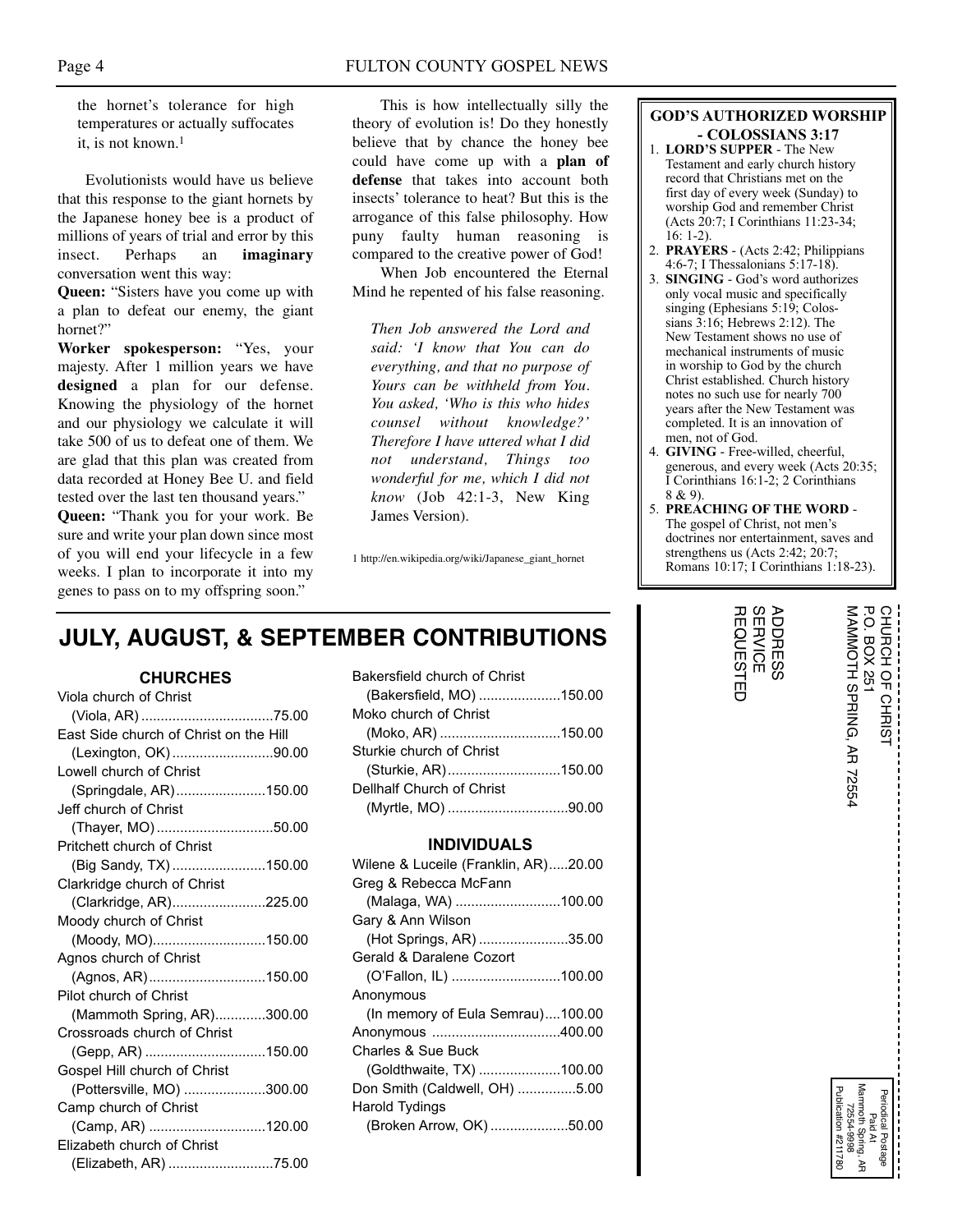the hornet's tolerance for high temperatures or actually suffocates it, is not known.[1]

Evolutionists would have us believe that this response to the giant hornets by the Japanese honey bee is a product of millions of years of trial and error by this insect. Perhaps an **imaginary** conversation went this way:

**Queen:** "Sisters have you come up with a plan to defeat our enemy, the giant hornet?"

**Worker spokesperson:** "Yes, your majesty. After 1 million years we have **designed** a plan for our defense. Knowing the physiology of the hornet and our physiology we calculate it will take 500 of us to defeat one of them. We are glad that this plan was created from data recorded at Honey Bee U. and field tested over the last ten thousand years."

**Queen:** "Thank you for your work. Be sure and write your plan down since most of you will end your lifecycle in a few weeks. I plan to incorporate it into my genes to pass on to my offspring soon."

This is how intellectually silly the theory of evolution is! Do they honestly believe that by chance the honey bee could have come up with a **plan of defense** that takes into account both insects' tolerance to heat? But this is the arrogance of this false philosophy. How puny faulty human reasoning is compared to the creative power of God!

When Job encountered the Eternal Mind he repented of his false reasoning.

> *Then Job answered the Lord and said: 'I know that You can do everything, and that no purpose of Yours can be withheld from You. You asked, 'Who is this who hides counsel without knowledge?' Therefore I have uttered what I did not understand, Things too wonderful for me, which I did not know* (Job 42:1-3, New King James Version).

1 http://en.wikipedia.org/wiki/Japanese_giant_hornet

## GOD'S AUTHORIZED WORSHIP - COLOSSIANS 3:17

1. **LORD'S SUPPER** - The New Testament and early church history record that Christians met on the first day of every week (Sunday) to worship God and remember Christ (Acts 20:7; I Corinthians 11:23-34; 16: 1-2).
2. **PRAYERS** - (Acts 2:42; Philippians 4:6-7; I Thessalonians 5:17-18).
3. **SINGING** - God's word authorizes only vocal music and specifically singing (Ephesians 5:19; Colossians 3:16; Hebrews 2:12). The New Testament shows no use of mechanical instruments of music in worship to God by the church Christ established. Church history notes no such use for nearly 700 years after the New Testament was completed. It is an innovation of men, not of God.
4. **GIVING** - Free-willed, cheerful, generous, and every week (Acts 20:35; I Corinthians 16:1-2; 2 Corinthians 8 & 9).
5. **PREACHING OF THE WORD** - The gospel of Christ, not men's doctrines nor entertainment, saves and strengthens us (Acts 2:42; 20:7; Romans 10:17; I Corinthians 1:18-23).

# JULY, AUGUST, & SEPTEMBER CONTRIBUTIONS

### CHURCHES

Viola church of Christ (Viola, AR) ....75.00
East Side church of Christ on the Hill (Lexington, OK) ....90.00
Lowell church of Christ (Springdale, AR) ....150.00
Jeff church of Christ (Thayer, MO) ....50.00
Pritchett church of Christ (Big Sandy, TX) ....150.00
Clarkridge church of Christ (Clarkridge, AR) ....225.00
Moody church of Christ (Moody, MO) ....150.00
Agnos church of Christ (Agnos, AR) ....150.00
Pilot church of Christ (Mammoth Spring, AR) ....300.00
Crossroads church of Christ (Gepp, AR) ....150.00
Gospel Hill church of Christ (Pottersville, MO) ....300.00
Camp church of Christ (Camp, AR) ....120.00
Elizabeth church of Christ (Elizabeth, AR) ....75.00
Bakersfield church of Christ (Bakersfield, MO) ....150.00
Moko church of Christ (Moko, AR) ....150.00
Sturkie church of Christ (Sturkie, AR) ....150.00
Dellhalf Church of Christ (Myrtle, MO) ....90.00

### INDIVIDUALS

Wilene & Luceile (Franklin, AR) ....20.00
Greg & Rebecca McFann (Malaga, WA) ....100.00
Gary & Ann Wilson (Hot Springs, AR) ....35.00
Gerald & Daralene Cozort (O'Fallon, IL) ....100.00
Anonymous (In memory of Eula Semrau) ....100.00
Anonymous ....400.00
Charles & Sue Buck (Goldthwaite, TX) ....100.00
Don Smith (Caldwell, OH) ....5.00
Harold Tydings (Broken Arrow, OK) ....50.00

CHURCH OF CHRIST
P.O. BOX 251
MAMMOTH SPRING, AR 72554

ADDRESS SERVICE REQUESTED

Periodical Postage Paid At Mammoth Spring, AR 72554-9998 Publication #211780